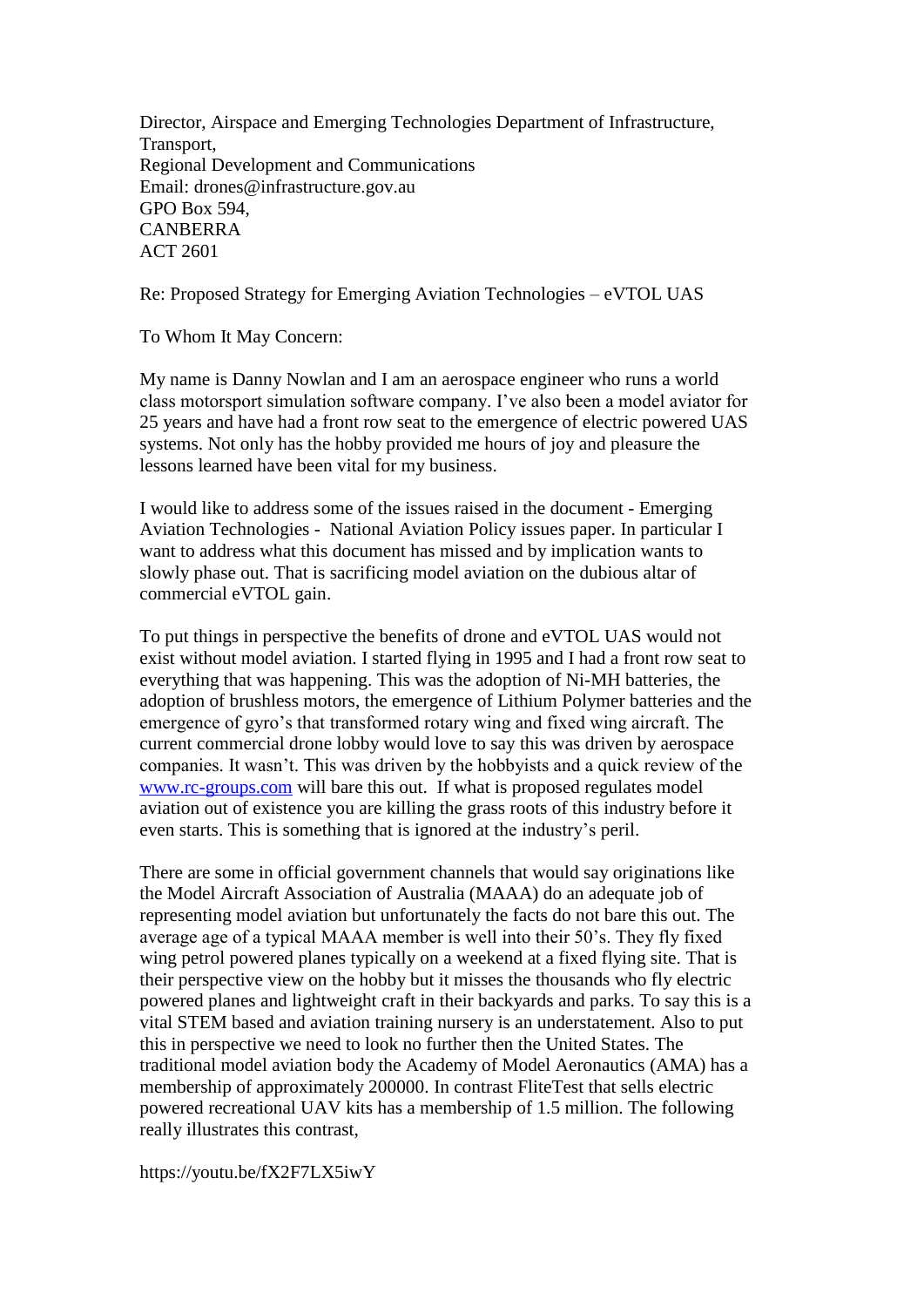Director, Airspace and Emerging Technologies Department of Infrastructure, Transport,
Regional Development and Communications
Email: drones@infrastructure.gov.au
GPO Box 594,
CANBERRA
ACT 2601

Re: Proposed Strategy for Emerging Aviation Technologies – eVTOL UAS

To Whom It May Concern:

My name is Danny Nowlan and I am an aerospace engineer who runs a world class motorsport simulation software company. I've also been a model aviator for 25 years and have had a front row seat to the emergence of electric powered UAS systems. Not only has the hobby provided me hours of joy and pleasure the lessons learned have been vital for my business.

I would like to address some of the issues raised in the document - Emerging Aviation Technologies - National Aviation Policy issues paper. In particular I want to address what this document has missed and by implication wants to slowly phase out. That is sacrificing model aviation on the dubious altar of commercial eVTOL gain.

To put things in perspective the benefits of drone and eVTOL UAS would not exist without model aviation. I started flying in 1995 and I had a front row seat to everything that was happening. This was the adoption of Ni-MH batteries, the adoption of brushless motors, the emergence of Lithium Polymer batteries and the emergence of gyro's that transformed rotary wing and fixed wing aircraft. The current commercial drone lobby would love to say this was driven by aerospace companies. It wasn't. This was driven by the hobbyists and a quick review of the [www.rc-groups.com](http://www.rc-groups.com) will bare this out. If what is proposed regulates model aviation out of existence you are killing the grass roots of this industry before it even starts. This is something that is ignored at the industry's peril.

There are some in official government channels that would say originations like the Model Aircraft Association of Australia (MAAA) do an adequate job of representing model aviation but unfortunately the facts do not bare this out. The average age of a typical MAAA member is well into their 50's. They fly fixed wing petrol powered planes typically on a weekend at a fixed flying site. That is their perspective view on the hobby but it misses the thousands who fly electric powered planes and lightweight craft in their backyards and parks. To say this is a vital STEM based and aviation training nursery is an understatement. Also to put this in perspective we need to look no further then the United States. The traditional model aviation body the Academy of Model Aeronautics (AMA) has a membership of approximately 200000. In contrast FliteTest that sells electric powered recreational UAV kits has a membership of 1.5 million. The following really illustrates this contrast,

https://youtu.be/fX2F7LX5iwY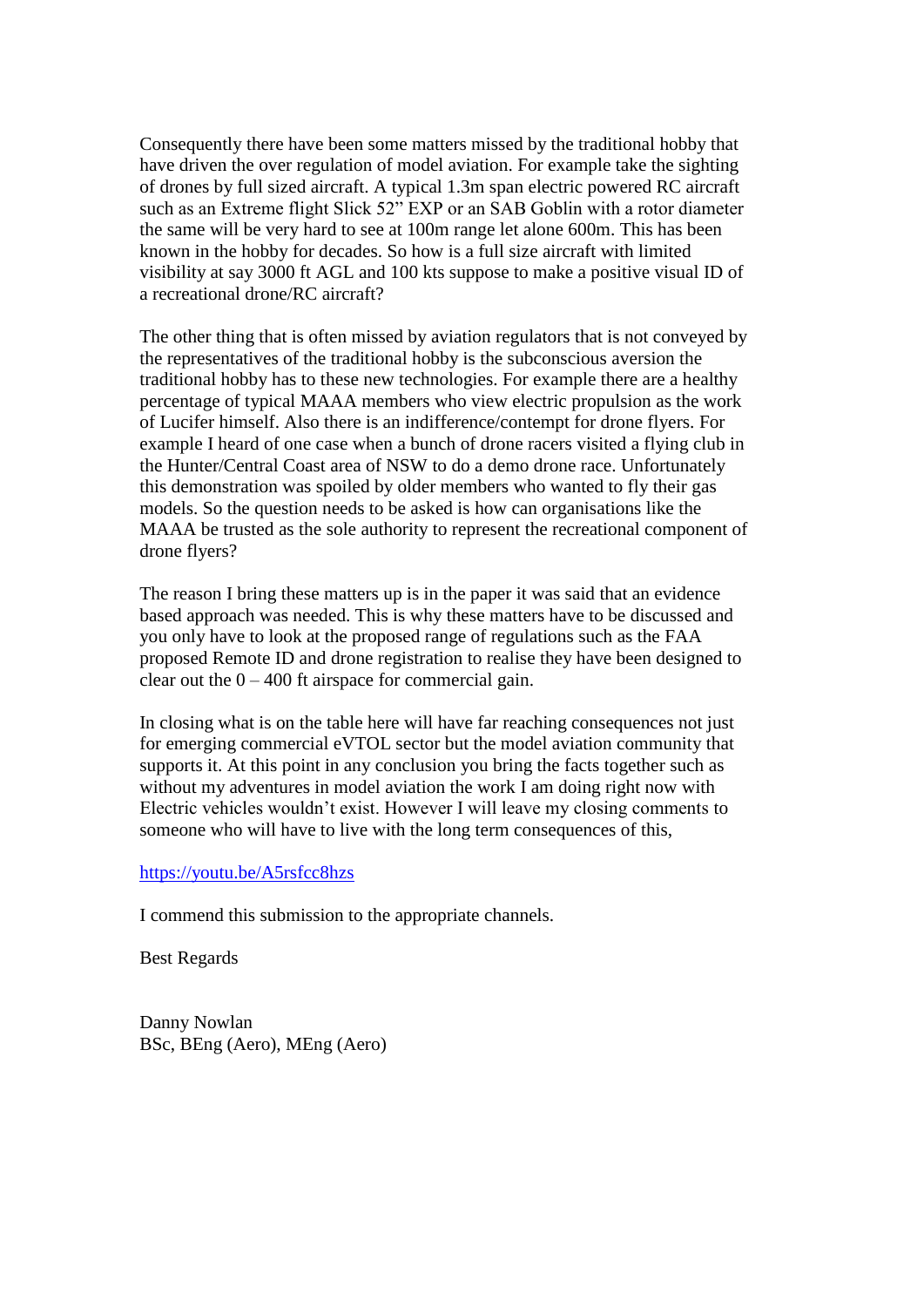Consequently there have been some matters missed by the traditional hobby that have driven the over regulation of model aviation. For example take the sighting of drones by full sized aircraft. A typical 1.3m span electric powered RC aircraft such as an Extreme flight Slick 52" EXP or an SAB Goblin with a rotor diameter the same will be very hard to see at 100m range let alone 600m. This has been known in the hobby for decades. So how is a full size aircraft with limited visibility at say 3000 ft AGL and 100 kts suppose to make a positive visual ID of a recreational drone/RC aircraft?

The other thing that is often missed by aviation regulators that is not conveyed by the representatives of the traditional hobby is the subconscious aversion the traditional hobby has to these new technologies. For example there are a healthy percentage of typical MAAA members who view electric propulsion as the work of Lucifer himself. Also there is an indifference/contempt for drone flyers. For example I heard of one case when a bunch of drone racers visited a flying club in the Hunter/Central Coast area of NSW to do a demo drone race. Unfortunately this demonstration was spoiled by older members who wanted to fly their gas models. So the question needs to be asked is how can organisations like the MAAA be trusted as the sole authority to represent the recreational component of drone flyers?

The reason I bring these matters up is in the paper it was said that an evidence based approach was needed. This is why these matters have to be discussed and you only have to look at the proposed range of regulations such as the FAA proposed Remote ID and drone registration to realise they have been designed to clear out the 0 – 400 ft airspace for commercial gain.

In closing what is on the table here will have far reaching consequences not just for emerging commercial eVTOL sector but the model aviation community that supports it. At this point in any conclusion you bring the facts together such as without my adventures in model aviation the work I am doing right now with Electric vehicles wouldn't exist. However I will leave my closing comments to someone who will have to live with the long term consequences of this,

https://youtu.be/A5rsfcc8hzs

I commend this submission to the appropriate channels.

Best Regards

Danny Nowlan  
BSc, BEng (Aero), MEng (Aero)